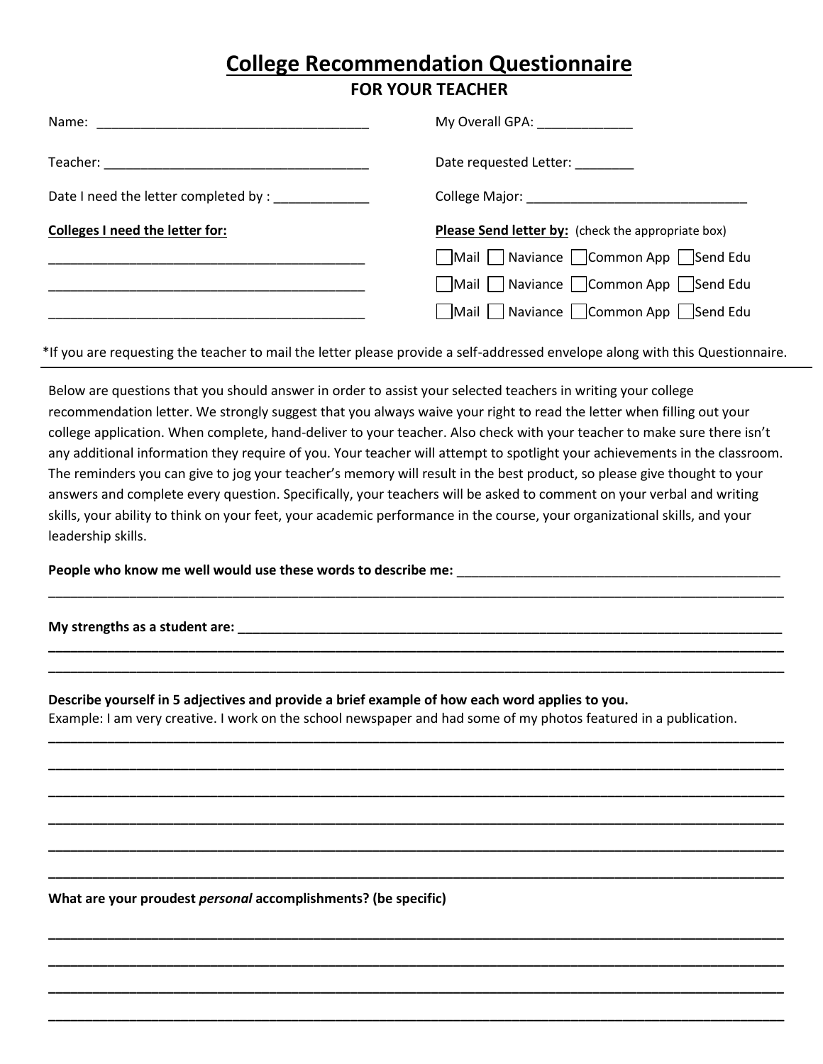# College Recommendation Questionnaire

## FOR YOUR TEACHER

Name: ____________________________________

My Overall GPA: _____________

Teacher: ____________________________________

Date requested Letter: ________

Date I need the letter completed by : _____________

College Major: ______________________________

**Colleges I need the letter for:**

___________________________________________

___________________________________________

___________________________________________

**Please Send letter by:** (check the appropriate box)

☐ Mail ☐ Naviance ☐ Common App ☐ Send Edu

☐ Mail ☐ Naviance ☐ Common App ☐ Send Edu

☐ Mail ☐ Naviance ☐ Common App ☐ Send Edu

*If you are requesting the teacher to mail the letter please provide a self-addressed envelope along with this Questionnaire.

---

Below are questions that you should answer in order to assist your selected teachers in writing your college recommendation letter. We strongly suggest that you always waive your right to read the letter when filling out your college application. When complete, hand-deliver to your teacher. Also check with your teacher to make sure there isn't any additional information they require of you. Your teacher will attempt to spotlight your achievements in the classroom. The reminders you can give to jog your teacher's memory will result in the best product, so please give thought to your answers and complete every question. Specifically, your teachers will be asked to comment on your verbal and writing skills, your ability to think on your feet, your academic performance in the course, your organizational skills, and your leadership skills.

**People who know me well would use these words to describe me:** _____________________________________________

_____________________________________________________________________________________________

**My strengths as a student are:** ___________________________________________________________________________

_____________________________________________________________________________________________

_____________________________________________________________________________________________

**Describe yourself in 5 adjectives and provide a brief example of how each word applies to you.**

Example: I am very creative. I work on the school newspaper and had some of my photos featured in a publication.

_____________________________________________________________________________________________

_____________________________________________________________________________________________

_____________________________________________________________________________________________

_____________________________________________________________________________________________

_____________________________________________________________________________________________

_____________________________________________________________________________________________

**What are your proudest *personal* accomplishments? (be specific)**

_____________________________________________________________________________________________

_____________________________________________________________________________________________

_____________________________________________________________________________________________

_____________________________________________________________________________________________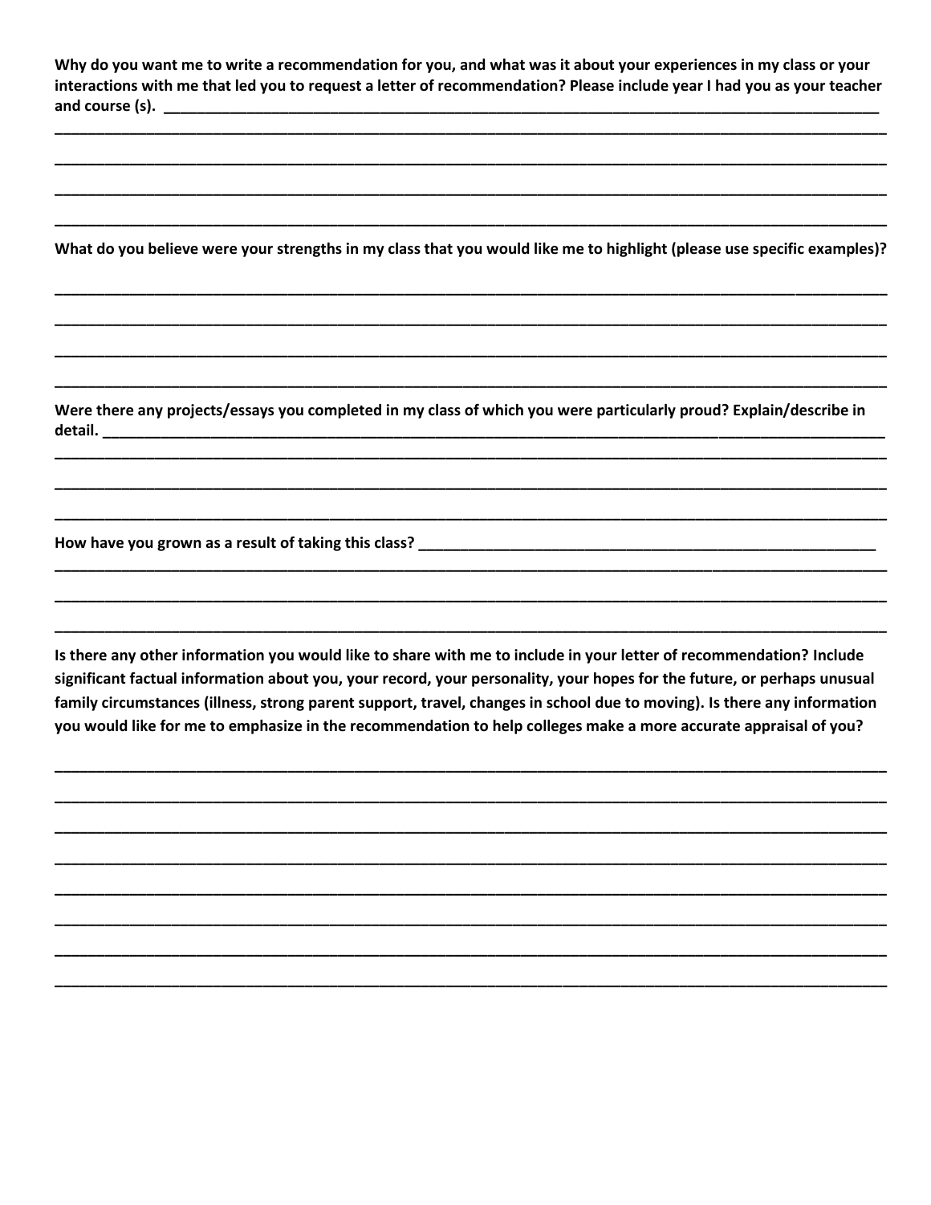**Why do you want me to write a recommendation for you, and what was it about your experiences in my class or your interactions with me that led you to request a letter of recommendation? Please include year I had you as your teacher and course (s).** ______________________________________________________________________________________

________________________________________________________________________________________________

________________________________________________________________________________________________

________________________________________________________________________________________________

________________________________________________________________________________________________

**What do you believe were your strengths in my class that you would like me to highlight (please use specific examples)?**

________________________________________________________________________________________________

________________________________________________________________________________________________

________________________________________________________________________________________________

________________________________________________________________________________________________

**Were there any projects/essays you completed in my class of which you were particularly proud? Explain/describe in detail.** ______________________________________________________________________________________

________________________________________________________________________________________________

________________________________________________________________________________________________

________________________________________________________________________________________________

**How have you grown as a result of taking this class?** ______________________________________________________

________________________________________________________________________________________________

________________________________________________________________________________________________

________________________________________________________________________________________________

**Is there any other information you would like to share with me to include in your letter of recommendation? Include significant factual information about you, your record, your personality, your hopes for the future, or perhaps unusual family circumstances (illness, strong parent support, travel, changes in school due to moving). Is there any information you would like for me to emphasize in the recommendation to help colleges make a more accurate appraisal of you?**

________________________________________________________________________________________________

________________________________________________________________________________________________

________________________________________________________________________________________________

________________________________________________________________________________________________

________________________________________________________________________________________________

________________________________________________________________________________________________

________________________________________________________________________________________________

________________________________________________________________________________________________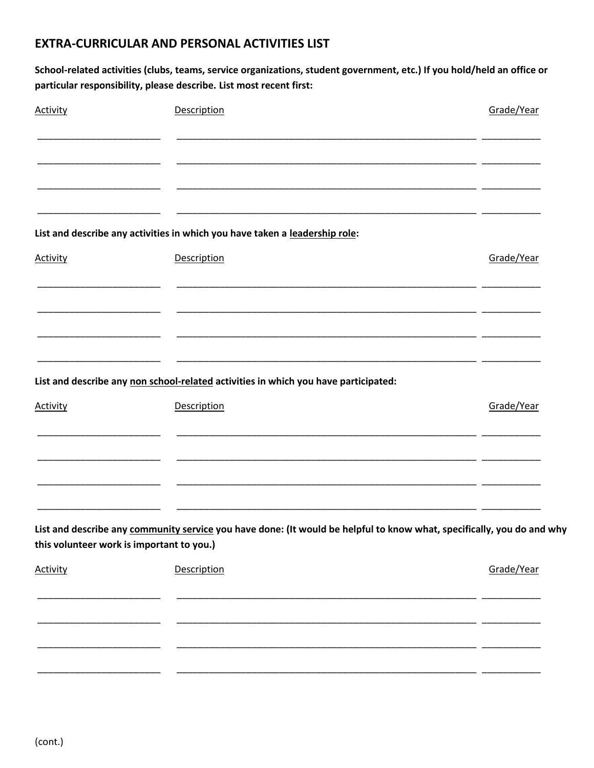## EXTRA-CURRICULAR AND PERSONAL ACTIVITIES LIST

**School-related activities (clubs, teams, service organizations, student government, etc.) If you hold/held an office or particular responsibility, please describe. List most recent first:**

| Activity | Description | Grade/Year |
|---|---|---|
| | | |
| | | |
| | | |
| | | |

**List and describe any activities in which you have taken a leadership role:**

| Activity | Description | Grade/Year |
|---|---|---|
| | | |
| | | |
| | | |
| | | |

**List and describe any non school-related activities in which you have participated:**

| Activity | Description | Grade/Year |
|---|---|---|
| | | |
| | | |
| | | |
| | | |

**List and describe any community service you have done: (It would be helpful to know what, specifically, you do and why this volunteer work is important to you.)**

| Activity | Description | Grade/Year |
|---|---|---|
| | | |
| | | |
| | | |
| | | |

(cont.)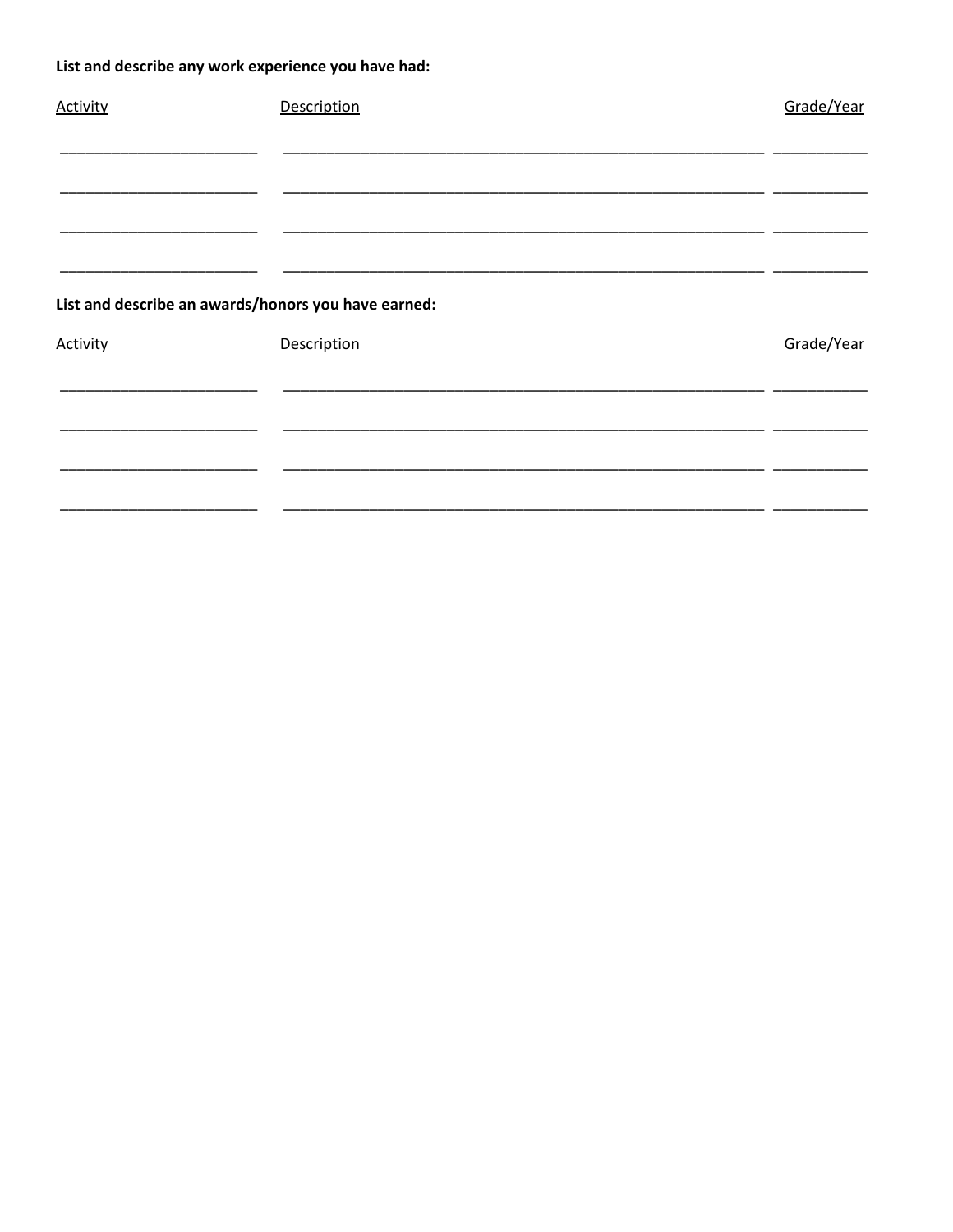**List and describe any work experience you have had:**

| Activity | Description | Grade/Year |
| --- | --- | --- |
| | | |
| | | |
| | | |
| | | |

**List and describe an awards/honors you have earned:**

| Activity | Description | Grade/Year |
| --- | --- | --- |
| | | |
| | | |
| | | |
| | | |